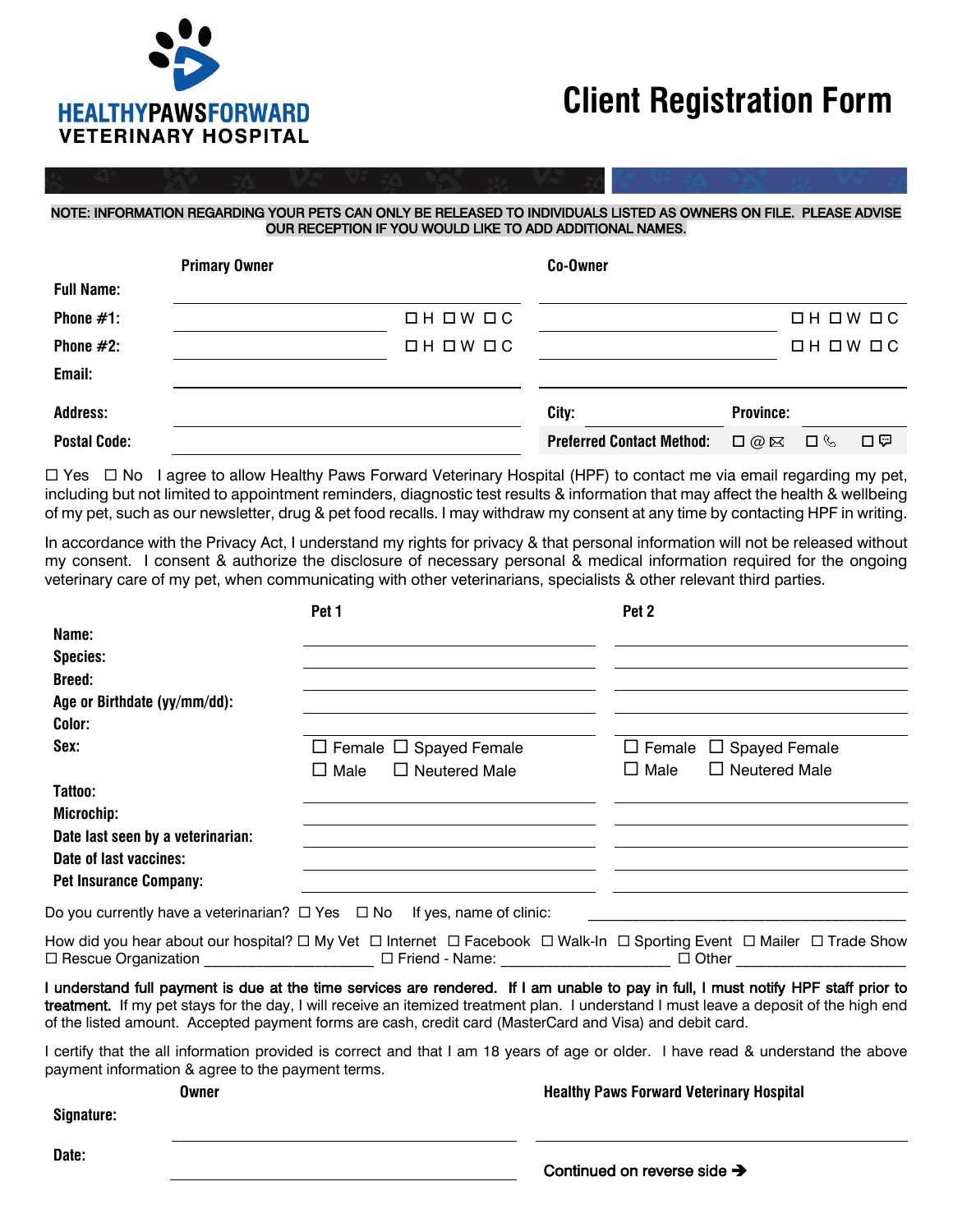**HEALTHYPAWSFORWARD**
**VETERINARY HOSPITAL**

# Client Registration Form

NOTE: INFORMATION REGARDING YOUR PETS CAN ONLY BE RELEASED TO INDIVIDUALS LISTED AS OWNERS ON FILE. PLEASE ADVISE OUR RECEPTION IF YOU WOULD LIKE TO ADD ADDITIONAL NAMES.

| | Primary Owner | | Co-Owner | |
|---|---|---|---|---|
| **Full Name:** | | | | |
| **Phone #1:** | | ☐H ☐W ☐C | | ☐H ☐W ☐C |
| **Phone #2:** | | ☐H ☐W ☐C | | ☐H ☐W ☐C |
| **Email:** | | | | |
| **Address:** | | | **City:** | **Province:** |
| **Postal Code:** | | | **Preferred Contact Method:** | ☐ @ ✉ ☐ ✆ ☐ 💬 |

☐ Yes ☐ No I agree to allow Healthy Paws Forward Veterinary Hospital (HPF) to contact me via email regarding my pet, including but not limited to appointment reminders, diagnostic test results & information that may affect the health & wellbeing of my pet, such as our newsletter, drug & pet food recalls. I may withdraw my consent at any time by contacting HPF in writing.

In accordance with the Privacy Act, I understand my rights for privacy & that personal information will not be released without my consent. I consent & authorize the disclosure of necessary personal & medical information required for the ongoing veterinary care of my pet, when communicating with other veterinarians, specialists & other relevant third parties.

| | Pet 1 | Pet 2 |
|---|---|---|
| **Name:** | | |
| **Species:** | | |
| **Breed:** | | |
| **Age or Birthdate (yy/mm/dd):** | | |
| **Color:** | | |
| **Sex:** | ☐ Female ☐ Spayed Female<br>☐ Male ☐ Neutered Male | ☐ Female ☐ Spayed Female<br>☐ Male ☐ Neutered Male |
| **Tattoo:** | | |
| **Microchip:** | | |
| **Date last seen by a veterinarian:** | | |
| **Date of last vaccines:** | | |
| **Pet Insurance Company:** | | |

Do you currently have a veterinarian? ☐ Yes ☐ No If yes, name of clinic: ______________________________

How did you hear about our hospital? ☐ My Vet ☐ Internet ☐ Facebook ☐ Walk-In ☐ Sporting Event ☐ Mailer ☐ Trade Show ☐ Rescue Organization ____________________ ☐ Friend - Name: ____________________ ☐ Other ____________________

**I understand full payment is due at the time services are rendered. If I am unable to pay in full, I must notify HPF staff prior to treatment.** If my pet stays for the day, I will receive an itemized treatment plan. I understand I must leave a deposit of the high end of the listed amount. Accepted payment forms are cash, credit card (MasterCard and Visa) and debit card.

I certify that the all information provided is correct and that I am 18 years of age or older. I have read & understand the above payment information & agree to the payment terms.

| | Owner | Healthy Paws Forward Veterinary Hospital |
|---|---|---|
| **Signature:** | | |
| **Date:** | | |

Continued on reverse side ➔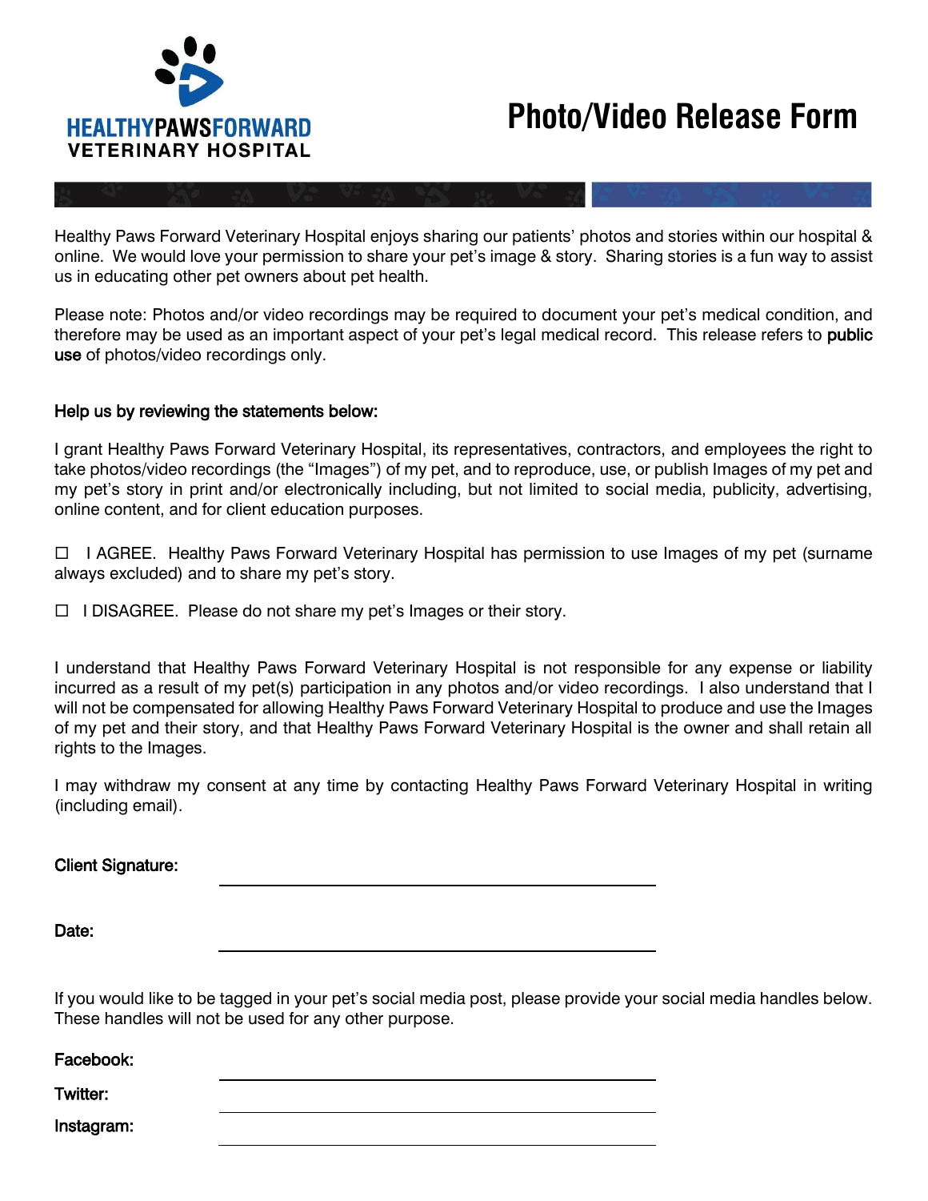HEALTHYPAWSFORWARD
VETERINARY HOSPITAL

# Photo/Video Release Form

Healthy Paws Forward Veterinary Hospital enjoys sharing our patients' photos and stories within our hospital & online. We would love your permission to share your pet's image & story. Sharing stories is a fun way to assist us in educating other pet owners about pet health.

Please note: Photos and/or video recordings may be required to document your pet's medical condition, and therefore may be used as an important aspect of your pet's legal medical record. This release refers to **public use** of photos/video recordings only.

**Help us by reviewing the statements below:**

I grant Healthy Paws Forward Veterinary Hospital, its representatives, contractors, and employees the right to take photos/video recordings (the "Images") of my pet, and to reproduce, use, or publish Images of my pet and my pet's story in print and/or electronically including, but not limited to social media, publicity, advertising, online content, and for client education purposes.

☐ I AGREE. Healthy Paws Forward Veterinary Hospital has permission to use Images of my pet (surname always excluded) and to share my pet's story.

☐ I DISAGREE. Please do not share my pet's Images or their story.

I understand that Healthy Paws Forward Veterinary Hospital is not responsible for any expense or liability incurred as a result of my pet(s) participation in any photos and/or video recordings. I also understand that I will not be compensated for allowing Healthy Paws Forward Veterinary Hospital to produce and use the Images of my pet and their story, and that Healthy Paws Forward Veterinary Hospital is the owner and shall retain all rights to the Images.

I may withdraw my consent at any time by contacting Healthy Paws Forward Veterinary Hospital in writing (including email).

**Client Signature:** ______________________________

**Date:** ______________________________

If you would like to be tagged in your pet's social media post, please provide your social media handles below. These handles will not be used for any other purpose.

**Facebook:** ______________________________

**Twitter:** ______________________________

**Instagram:** ______________________________